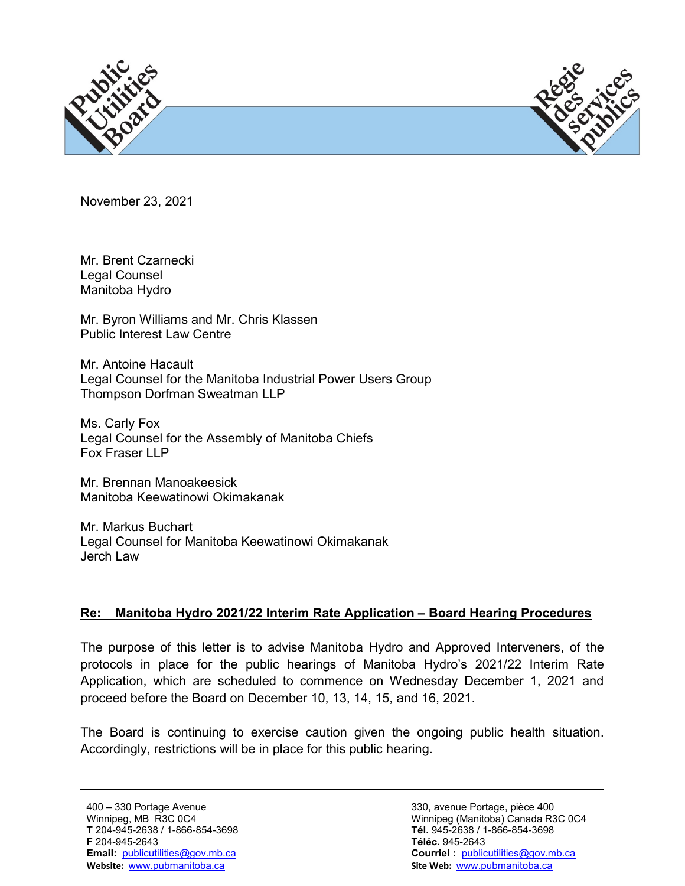Public Utilities Board

Régie des services publics

November 23, 2021

Mr. Brent Czarnecki
Legal Counsel
Manitoba Hydro

Mr. Byron Williams and Mr. Chris Klassen
Public Interest Law Centre

Mr. Antoine Hacault
Legal Counsel for the Manitoba Industrial Power Users Group
Thompson Dorfman Sweatman LLP

Ms. Carly Fox
Legal Counsel for the Assembly of Manitoba Chiefs
Fox Fraser LLP

Mr. Brennan Manoakeesick
Manitoba Keewatinowi Okimakanak

Mr. Markus Buchart
Legal Counsel for Manitoba Keewatinowi Okimakanak
Jerch Law

**Re: Manitoba Hydro 2021/22 Interim Rate Application – Board Hearing Procedures**

The purpose of this letter is to advise Manitoba Hydro and Approved Interveners, of the protocols in place for the public hearings of Manitoba Hydro's 2021/22 Interim Rate Application, which are scheduled to commence on Wednesday December 1, 2021 and proceed before the Board on December 10, 13, 14, 15, and 16, 2021.

The Board is continuing to exercise caution given the ongoing public health situation. Accordingly, restrictions will be in place for this public hearing.

400 – 330 Portage Avenue
Winnipeg, MB R3C 0C4
**T** 204-945-2638 / 1-866-854-3698
**F** 204-945-2643
**Email:** publicutilities@gov.mb.ca
**Website:** www.pubmanitoba.ca

330, avenue Portage, pièce 400
Winnipeg (Manitoba) Canada R3C 0C4
**Tél.** 945-2638 / 1-866-854-3698
**Téléc.** 945-2643
**Courriel :** publicutilities@gov.mb.ca
**Site Web:** www.pubmanitoba.ca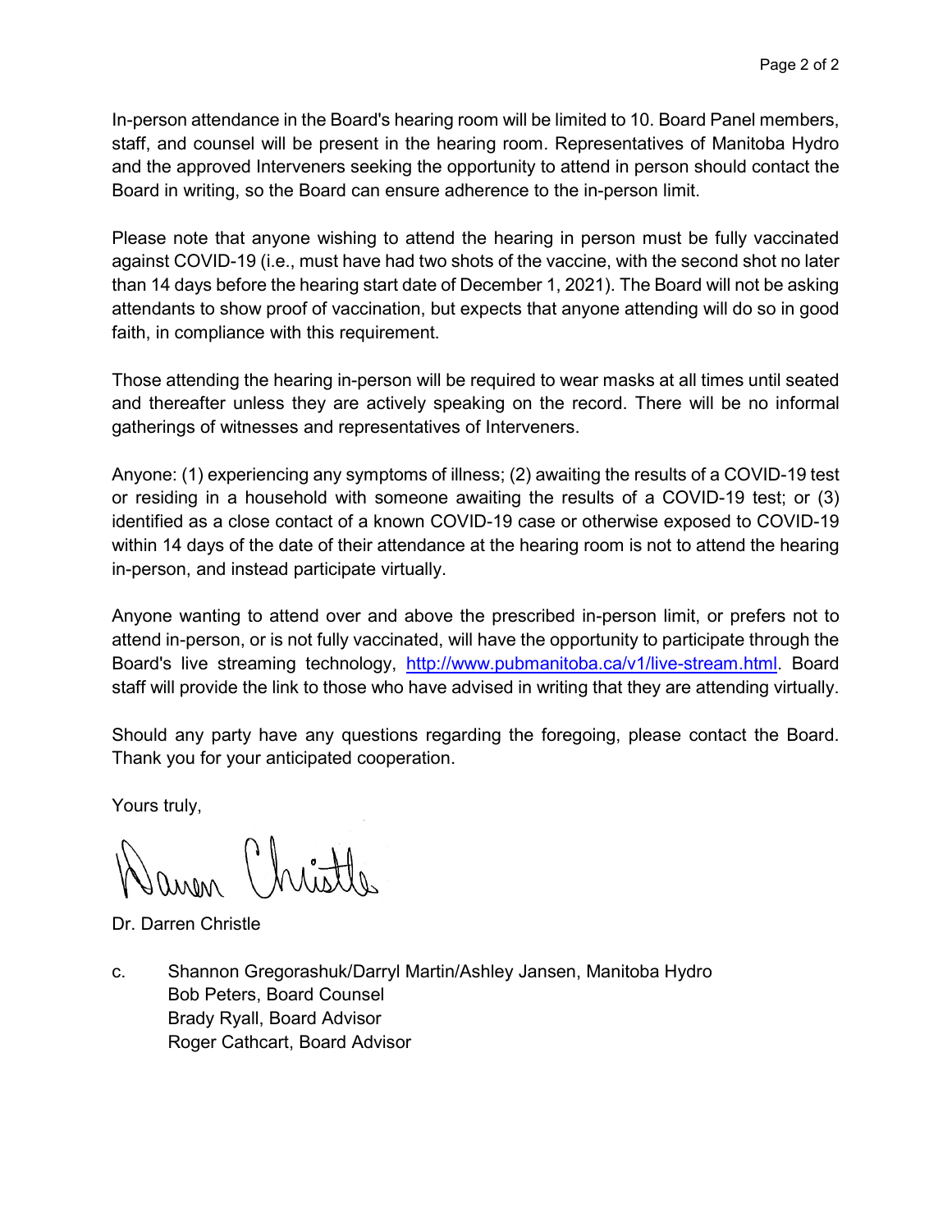In-person attendance in the Board's hearing room will be limited to 10. Board Panel members, staff, and counsel will be present in the hearing room. Representatives of Manitoba Hydro and the approved Interveners seeking the opportunity to attend in person should contact the Board in writing, so the Board can ensure adherence to the in-person limit.

Please note that anyone wishing to attend the hearing in person must be fully vaccinated against COVID-19 (i.e., must have had two shots of the vaccine, with the second shot no later than 14 days before the hearing start date of December 1, 2021). The Board will not be asking attendants to show proof of vaccination, but expects that anyone attending will do so in good faith, in compliance with this requirement.

Those attending the hearing in-person will be required to wear masks at all times until seated and thereafter unless they are actively speaking on the record. There will be no informal gatherings of witnesses and representatives of Interveners.

Anyone: (1) experiencing any symptoms of illness; (2) awaiting the results of a COVID-19 test or residing in a household with someone awaiting the results of a COVID-19 test; or (3) identified as a close contact of a known COVID-19 case or otherwise exposed to COVID-19 within 14 days of the date of their attendance at the hearing room is not to attend the hearing in-person, and instead participate virtually.

Anyone wanting to attend over and above the prescribed in-person limit, or prefers not to attend in-person, or is not fully vaccinated, will have the opportunity to participate through the Board's live streaming technology, [http://www.pubmanitoba.ca/v1/live-stream.html](http://www.pubmanitoba.ca/v1/live-stream.html). Board staff will provide the link to those who have advised in writing that they are attending virtually.

Should any party have any questions regarding the foregoing, please contact the Board. Thank you for your anticipated cooperation.

Yours truly,

Darren Christle

Dr. Darren Christle

c. Shannon Gregorashuk/Darryl Martin/Ashley Jansen, Manitoba Hydro
Bob Peters, Board Counsel
Brady Ryall, Board Advisor
Roger Cathcart, Board Advisor